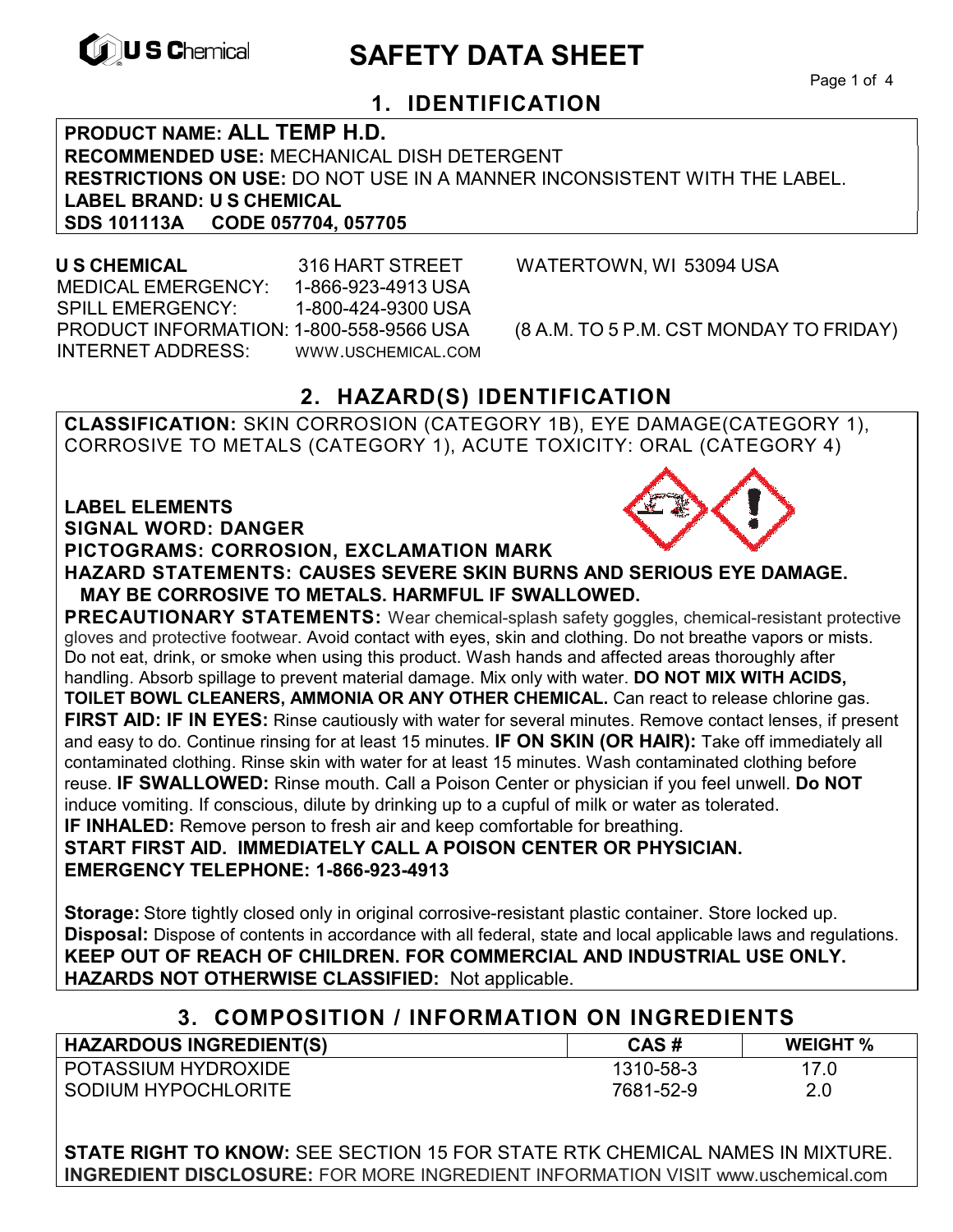# SAFETY DATA SHEET

## 1. IDENTIFICATION

**PRODUCT NAME: ALL TEMP H.D.**
**RECOMMENDED USE:** MECHANICAL DISH DETERGENT
**RESTRICTIONS ON USE:** DO NOT USE IN A MANNER INCONSISTENT WITH THE LABEL.
**LABEL BRAND: U S CHEMICAL**
**SDS 101113A CODE 057704, 057705**

**U S CHEMICAL** 316 HART STREET WATERTOWN, WI 53094 USA
MEDICAL EMERGENCY: 1-866-923-4913 USA
SPILL EMERGENCY: 1-800-424-9300 USA
PRODUCT INFORMATION: 1-800-558-9566 USA (8 A.M. TO 5 P.M. CST MONDAY TO FRIDAY)
INTERNET ADDRESS: WWW.USCHEMICAL.COM

## 2. HAZARD(S) IDENTIFICATION

**CLASSIFICATION:** SKIN CORROSION (CATEGORY 1B), EYE DAMAGE(CATEGORY 1), CORROSIVE TO METALS (CATEGORY 1), ACUTE TOXICITY: ORAL (CATEGORY 4)

**LABEL ELEMENTS**
**SIGNAL WORD: DANGER**
**PICTOGRAMS: CORROSION, EXCLAMATION MARK**
**HAZARD STATEMENTS: CAUSES SEVERE SKIN BURNS AND SERIOUS EYE DAMAGE. MAY BE CORROSIVE TO METALS. HARMFUL IF SWALLOWED.**

**PRECAUTIONARY STATEMENTS:** Wear chemical-splash safety goggles, chemical-resistant protective gloves and protective footwear. Avoid contact with eyes, skin and clothing. Do not breathe vapors or mists. Do not eat, drink, or smoke when using this product. Wash hands and affected areas thoroughly after handling. Absorb spillage to prevent material damage. Mix only with water. **DO NOT MIX WITH ACIDS, TOILET BOWL CLEANERS, AMMONIA OR ANY OTHER CHEMICAL.** Can react to release chlorine gas.

**FIRST AID: IF IN EYES:** Rinse cautiously with water for several minutes. Remove contact lenses, if present and easy to do. Continue rinsing for at least 15 minutes. **IF ON SKIN (OR HAIR):** Take off immediately all contaminated clothing. Rinse skin with water for at least 15 minutes. Wash contaminated clothing before reuse. **IF SWALLOWED:** Rinse mouth. Call a Poison Center or physician if you feel unwell. **Do NOT** induce vomiting. If conscious, dilute by drinking up to a cupful of milk or water as tolerated.
**IF INHALED:** Remove person to fresh air and keep comfortable for breathing.
**START FIRST AID. IMMEDIATELY CALL A POISON CENTER OR PHYSICIAN.**
**EMERGENCY TELEPHONE: 1-866-923-4913**

**Storage:** Store tightly closed only in original corrosive-resistant plastic container. Store locked up.
**Disposal:** Dispose of contents in accordance with all federal, state and local applicable laws and regulations.
**KEEP OUT OF REACH OF CHILDREN. FOR COMMERCIAL AND INDUSTRIAL USE ONLY.**
**HAZARDS NOT OTHERWISE CLASSIFIED:** Not applicable.

## 3. COMPOSITION / INFORMATION ON INGREDIENTS

| HAZARDOUS INGREDIENT(S) | CAS # | WEIGHT % |
|---|---|---|
| POTASSIUM HYDROXIDE | 1310-58-3 | 17.0 |
| SODIUM HYPOCHLORITE | 7681-52-9 | 2.0 |

**STATE RIGHT TO KNOW:** SEE SECTION 15 FOR STATE RTK CHEMICAL NAMES IN MIXTURE.
**INGREDIENT DISCLOSURE:** FOR MORE INGREDIENT INFORMATION VISIT www.uschemical.com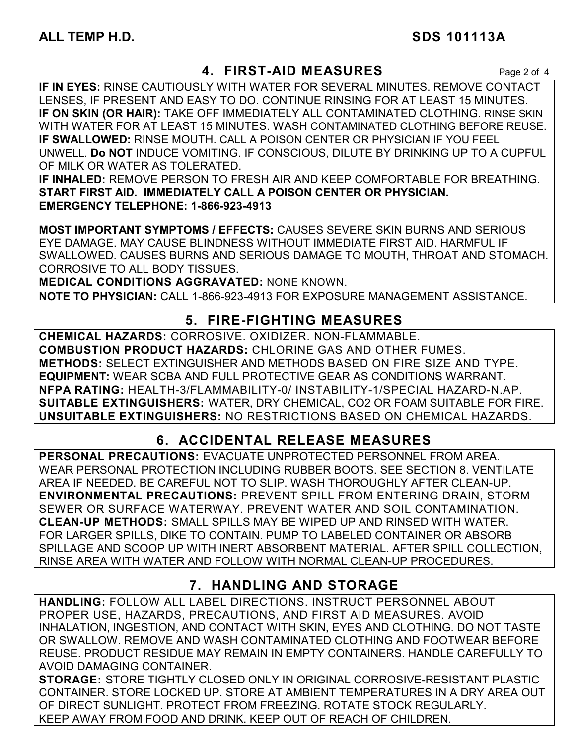## 4. FIRST-AID MEASURES

**IF IN EYES:** RINSE CAUTIOUSLY WITH WATER FOR SEVERAL MINUTES. REMOVE CONTACT LENSES, IF PRESENT AND EASY TO DO. CONTINUE RINSING FOR AT LEAST 15 MINUTES.
**IF ON SKIN (OR HAIR):** TAKE OFF IMMEDIATELY ALL CONTAMINATED CLOTHING. RINSE SKIN WITH WATER FOR AT LEAST 15 MINUTES. WASH CONTAMINATED CLOTHING BEFORE REUSE.
**IF SWALLOWED:** RINSE MOUTH. CALL A POISON CENTER OR PHYSICIAN IF YOU FEEL UNWELL. **Do NOT** INDUCE VOMITING. IF CONSCIOUS, DILUTE BY DRINKING UP TO A CUPFUL OF MILK OR WATER AS TOLERATED.
**IF INHALED:** REMOVE PERSON TO FRESH AIR AND KEEP COMFORTABLE FOR BREATHING.
**START FIRST AID. IMMEDIATELY CALL A POISON CENTER OR PHYSICIAN.**
**EMERGENCY TELEPHONE: 1-866-923-4913**

**MOST IMPORTANT SYMPTOMS / EFFECTS:** CAUSES SEVERE SKIN BURNS AND SERIOUS EYE DAMAGE. MAY CAUSE BLINDNESS WITHOUT IMMEDIATE FIRST AID. HARMFUL IF SWALLOWED. CAUSES BURNS AND SERIOUS DAMAGE TO MOUTH, THROAT AND STOMACH. CORROSIVE TO ALL BODY TISSUES.
**MEDICAL CONDITIONS AGGRAVATED:** NONE KNOWN.
**NOTE TO PHYSICIAN:** CALL 1-866-923-4913 FOR EXPOSURE MANAGEMENT ASSISTANCE.

## 5. FIRE-FIGHTING MEASURES

**CHEMICAL HAZARDS:** CORROSIVE. OXIDIZER. NON-FLAMMABLE.
**COMBUSTION PRODUCT HAZARDS:** CHLORINE GAS AND OTHER FUMES.
**METHODS:** SELECT EXTINGUISHER AND METHODS BASED ON FIRE SIZE AND TYPE.
**EQUIPMENT:** WEAR SCBA AND FULL PROTECTIVE GEAR AS CONDITIONS WARRANT.
**NFPA RATING:** HEALTH-3/FLAMMABILITY-0/ INSTABILITY-1/SPECIAL HAZARD-N.AP.
**SUITABLE EXTINGUISHERS:** WATER, DRY CHEMICAL, CO2 OR FOAM SUITABLE FOR FIRE.
**UNSUITABLE EXTINGUISHERS:** NO RESTRICTIONS BASED ON CHEMICAL HAZARDS.

## 6. ACCIDENTAL RELEASE MEASURES

**PERSONAL PRECAUTIONS:** EVACUATE UNPROTECTED PERSONNEL FROM AREA. WEAR PERSONAL PROTECTION INCLUDING RUBBER BOOTS. SEE SECTION 8. VENTILATE AREA IF NEEDED. BE CAREFUL NOT TO SLIP. WASH THOROUGHLY AFTER CLEAN-UP.
**ENVIRONMENTAL PRECAUTIONS:** PREVENT SPILL FROM ENTERING DRAIN, STORM SEWER OR SURFACE WATERWAY. PREVENT WATER AND SOIL CONTAMINATION.
**CLEAN-UP METHODS:** SMALL SPILLS MAY BE WIPED UP AND RINSED WITH WATER. FOR LARGER SPILLS, DIKE TO CONTAIN. PUMP TO LABELED CONTAINER OR ABSORB SPILLAGE AND SCOOP UP WITH INERT ABSORBENT MATERIAL. AFTER SPILL COLLECTION, RINSE AREA WITH WATER AND FOLLOW WITH NORMAL CLEAN-UP PROCEDURES.

## 7. HANDLING AND STORAGE

**HANDLING:** FOLLOW ALL LABEL DIRECTIONS. INSTRUCT PERSONNEL ABOUT PROPER USE, HAZARDS, PRECAUTIONS, AND FIRST AID MEASURES. AVOID INHALATION, INGESTION, AND CONTACT WITH SKIN, EYES AND CLOTHING. DO NOT TASTE OR SWALLOW. REMOVE AND WASH CONTAMINATED CLOTHING AND FOOTWEAR BEFORE REUSE. PRODUCT RESIDUE MAY REMAIN IN EMPTY CONTAINERS. HANDLE CAREFULLY TO AVOID DAMAGING CONTAINER.
**STORAGE:** STORE TIGHTLY CLOSED ONLY IN ORIGINAL CORROSIVE-RESISTANT PLASTIC CONTAINER. STORE LOCKED UP. STORE AT AMBIENT TEMPERATURES IN A DRY AREA OUT OF DIRECT SUNLIGHT. PROTECT FROM FREEZING. ROTATE STOCK REGULARLY. KEEP AWAY FROM FOOD AND DRINK. KEEP OUT OF REACH OF CHILDREN.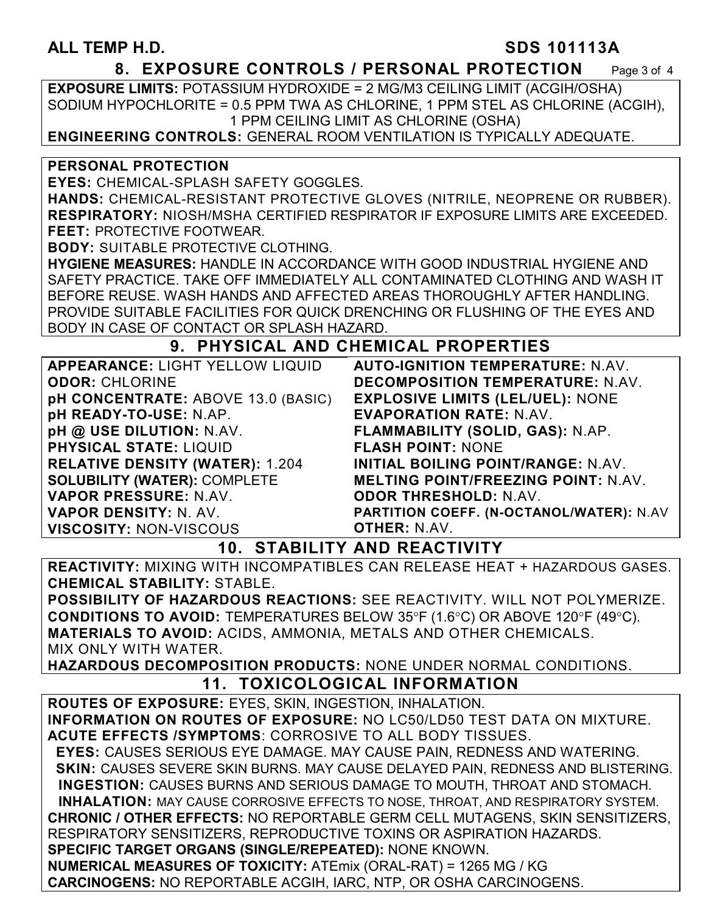## 8. EXPOSURE CONTROLS / PERSONAL PROTECTION

**EXPOSURE LIMITS:** POTASSIUM HYDROXIDE = 2 MG/M3 CEILING LIMIT (ACGIH/OSHA)
SODIUM HYPOCHLORITE = 0.5 PPM TWA AS CHLORINE, 1 PPM STEL AS CHLORINE (ACGIH), 1 PPM CEILING LIMIT AS CHLORINE (OSHA)

**ENGINEERING CONTROLS:** GENERAL ROOM VENTILATION IS TYPICALLY ADEQUATE.

**PERSONAL PROTECTION**

**EYES:** CHEMICAL-SPLASH SAFETY GOGGLES.

**HANDS:** CHEMICAL-RESISTANT PROTECTIVE GLOVES (NITRILE, NEOPRENE OR RUBBER).

**RESPIRATORY:** NIOSH/MSHA CERTIFIED RESPIRATOR IF EXPOSURE LIMITS ARE EXCEEDED.

**FEET:** PROTECTIVE FOOTWEAR.

**BODY:** SUITABLE PROTECTIVE CLOTHING.

**HYGIENE MEASURES:** HANDLE IN ACCORDANCE WITH GOOD INDUSTRIAL HYGIENE AND SAFETY PRACTICE. TAKE OFF IMMEDIATELY ALL CONTAMINATED CLOTHING AND WASH IT BEFORE REUSE. WASH HANDS AND AFFECTED AREAS THOROUGHLY AFTER HANDLING. PROVIDE SUITABLE FACILITIES FOR QUICK DRENCHING OR FLUSHING OF THE EYES AND BODY IN CASE OF CONTACT OR SPLASH HAZARD.

## 9. PHYSICAL AND CHEMICAL PROPERTIES

**APPEARANCE:** LIGHT YELLOW LIQUID
**ODOR:** CHLORINE
**pH CONCENTRATE:** ABOVE 13.0 (BASIC)
**pH READY-TO-USE:** N.AP.
**pH @ USE DILUTION:** N.AV.
**PHYSICAL STATE:** LIQUID
**RELATIVE DENSITY (WATER):** 1.204
**SOLUBILITY (WATER):** COMPLETE
**VAPOR PRESSURE:** N.AV.
**VAPOR DENSITY:** N. AV.
**VISCOSITY:** NON-VISCOUS

**AUTO-IGNITION TEMPERATURE:** N.AV.
**DECOMPOSITION TEMPERATURE:** N.AV.
**EXPLOSIVE LIMITS (LEL/UEL):** NONE
**EVAPORATION RATE:** N.AV.
**FLAMMABILITY (SOLID, GAS):** N.AP.
**FLASH POINT:** NONE
**INITIAL BOILING POINT/RANGE:** N.AV.
**MELTING POINT/FREEZING POINT:** N.AV.
**ODOR THRESHOLD:** N.AV.
**PARTITION COEFF. (N-OCTANOL/WATER):** N.AV
**OTHER:** N.AV.

## 10. STABILITY AND REACTIVITY

**REACTIVITY:** MIXING WITH INCOMPATIBLES CAN RELEASE HEAT + HAZARDOUS GASES.

**CHEMICAL STABILITY:** STABLE.

**POSSIBILITY OF HAZARDOUS REACTIONS:** SEE REACTIVITY. WILL NOT POLYMERIZE.

**CONDITIONS TO AVOID:** TEMPERATURES BELOW 35°F (1.6°C) OR ABOVE 120°F (49°C).

**MATERIALS TO AVOID:** ACIDS, AMMONIA, METALS AND OTHER CHEMICALS.
MIX ONLY WITH WATER.

**HAZARDOUS DECOMPOSITION PRODUCTS:** NONE UNDER NORMAL CONDITIONS.

## 11. TOXICOLOGICAL INFORMATION

**ROUTES OF EXPOSURE:** EYES, SKIN, INGESTION, INHALATION.

**INFORMATION ON ROUTES OF EXPOSURE:** NO LC50/LD50 TEST DATA ON MIXTURE.

**ACUTE EFFECTS /SYMPTOMS**: CORROSIVE TO ALL BODY TISSUES.

**EYES:** CAUSES SERIOUS EYE DAMAGE. MAY CAUSE PAIN, REDNESS AND WATERING.

**SKIN:** CAUSES SEVERE SKIN BURNS. MAY CAUSE DELAYED PAIN, REDNESS AND BLISTERING.

**INGESTION:** CAUSES BURNS AND SERIOUS DAMAGE TO MOUTH, THROAT AND STOMACH.

**INHALATION:** MAY CAUSE CORROSIVE EFFECTS TO NOSE, THROAT, AND RESPIRATORY SYSTEM.

**CHRONIC / OTHER EFFECTS:** NO REPORTABLE GERM CELL MUTAGENS, SKIN SENSITIZERS, RESPIRATORY SENSITIZERS, REPRODUCTIVE TOXINS OR ASPIRATION HAZARDS.

**SPECIFIC TARGET ORGANS (SINGLE/REPEATED):** NONE KNOWN.

**NUMERICAL MEASURES OF TOXICITY:** ATEmix (ORAL-RAT) = 1265 MG / KG

**CARCINOGENS:** NO REPORTABLE ACGIH, IARC, NTP, OR OSHA CARCINOGENS.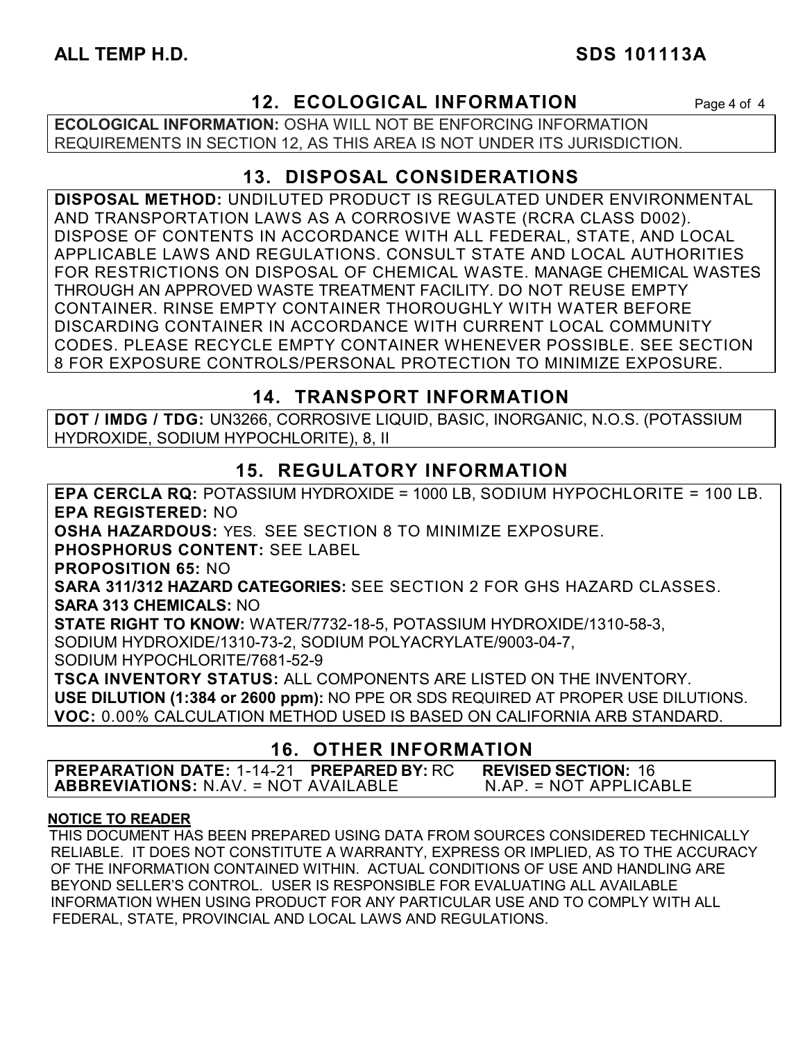## 12. ECOLOGICAL INFORMATION

**ECOLOGICAL INFORMATION:** OSHA WILL NOT BE ENFORCING INFORMATION REQUIREMENTS IN SECTION 12, AS THIS AREA IS NOT UNDER ITS JURISDICTION.

## 13. DISPOSAL CONSIDERATIONS

**DISPOSAL METHOD:** UNDILUTED PRODUCT IS REGULATED UNDER ENVIRONMENTAL AND TRANSPORTATION LAWS AS A CORROSIVE WASTE (RCRA CLASS D002). DISPOSE OF CONTENTS IN ACCORDANCE WITH ALL FEDERAL, STATE, AND LOCAL APPLICABLE LAWS AND REGULATIONS. CONSULT STATE AND LOCAL AUTHORITIES FOR RESTRICTIONS ON DISPOSAL OF CHEMICAL WASTE. MANAGE CHEMICAL WASTES THROUGH AN APPROVED WASTE TREATMENT FACILITY. DO NOT REUSE EMPTY CONTAINER. RINSE EMPTY CONTAINER THOROUGHLY WITH WATER BEFORE DISCARDING CONTAINER IN ACCORDANCE WITH CURRENT LOCAL COMMUNITY CODES. PLEASE RECYCLE EMPTY CONTAINER WHENEVER POSSIBLE. SEE SECTION 8 FOR EXPOSURE CONTROLS/PERSONAL PROTECTION TO MINIMIZE EXPOSURE.

## 14. TRANSPORT INFORMATION

**DOT / IMDG / TDG:** UN3266, CORROSIVE LIQUID, BASIC, INORGANIC, N.O.S. (POTASSIUM HYDROXIDE, SODIUM HYPOCHLORITE), 8, II

## 15. REGULATORY INFORMATION

**EPA CERCLA RQ:** POTASSIUM HYDROXIDE = 1000 LB, SODIUM HYPOCHLORITE = 100 LB.
**EPA REGISTERED:** NO
**OSHA HAZARDOUS:** YES. SEE SECTION 8 TO MINIMIZE EXPOSURE.
**PHOSPHORUS CONTENT:** SEE LABEL
**PROPOSITION 65:** NO
**SARA 311/312 HAZARD CATEGORIES:** SEE SECTION 2 FOR GHS HAZARD CLASSES.
**SARA 313 CHEMICALS:** NO
**STATE RIGHT TO KNOW:** WATER/7732-18-5, POTASSIUM HYDROXIDE/1310-58-3, SODIUM HYDROXIDE/1310-73-2, SODIUM POLYACRYLATE/9003-04-7, SODIUM HYPOCHLORITE/7681-52-9
**TSCA INVENTORY STATUS:** ALL COMPONENTS ARE LISTED ON THE INVENTORY.
**USE DILUTION (1:384 or 2600 ppm):** NO PPE OR SDS REQUIRED AT PROPER USE DILUTIONS.
**VOC:** 0.00% CALCULATION METHOD USED IS BASED ON CALIFORNIA ARB STANDARD.

## 16. OTHER INFORMATION

**PREPARATION DATE:** 1-14-21 **PREPARED BY:** RC **REVISED SECTION:** 16
**ABBREVIATIONS:** N.AV. = NOT AVAILABLE N.AP. = NOT APPLICABLE

**NOTICE TO READER**

THIS DOCUMENT HAS BEEN PREPARED USING DATA FROM SOURCES CONSIDERED TECHNICALLY RELIABLE. IT DOES NOT CONSTITUTE A WARRANTY, EXPRESS OR IMPLIED, AS TO THE ACCURACY OF THE INFORMATION CONTAINED WITHIN. ACTUAL CONDITIONS OF USE AND HANDLING ARE BEYOND SELLER'S CONTROL. USER IS RESPONSIBLE FOR EVALUATING ALL AVAILABLE INFORMATION WHEN USING PRODUCT FOR ANY PARTICULAR USE AND TO COMPLY WITH ALL FEDERAL, STATE, PROVINCIAL AND LOCAL LAWS AND REGULATIONS.